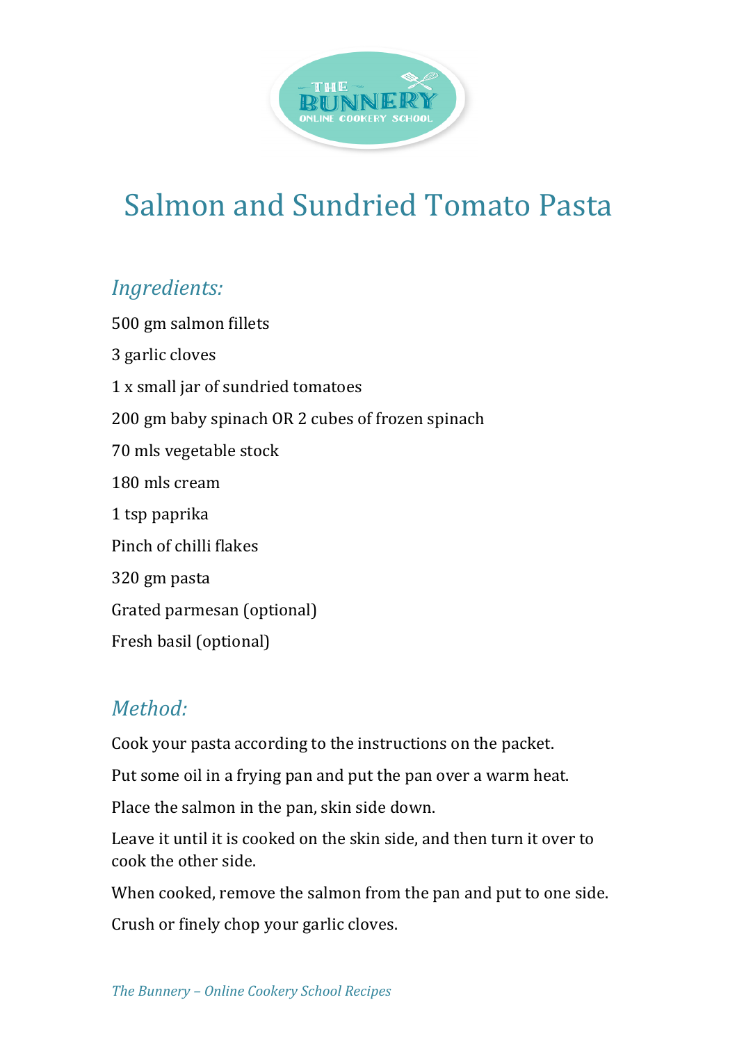# Salmon and Sundried Tomato Pasta

## *Ingredients:*

500 gm salmon fillets

3 garlic cloves

1 x small jar of sundried tomatoes

200 gm baby spinach OR 2 cubes of frozen spinach

70 mls vegetable stock

180 mls cream

1 tsp paprika

Pinch of chilli flakes

320 gm pasta

Grated parmesan (optional)

Fresh basil (optional)

## *Method:*

Cook your pasta according to the instructions on the packet.

Put some oil in a frying pan and put the pan over a warm heat.

Place the salmon in the pan, skin side down.

Leave it until it is cooked on the skin side, and then turn it over to cook the other side.

When cooked, remove the salmon from the pan and put to one side.

Crush or finely chop your garlic cloves.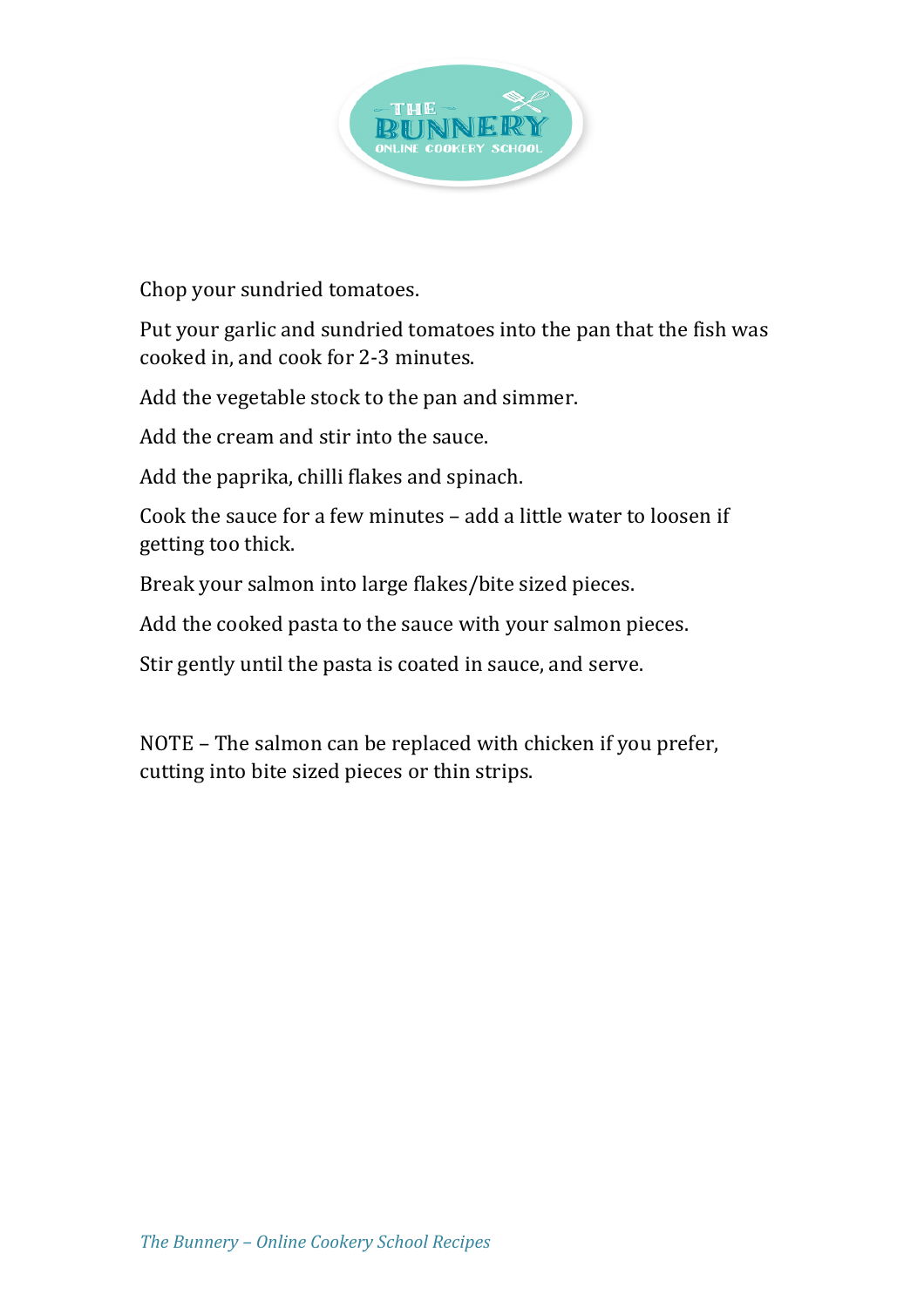Chop your sundried tomatoes.

Put your garlic and sundried tomatoes into the pan that the fish was cooked in, and cook for 2-3 minutes.

Add the vegetable stock to the pan and simmer.

Add the cream and stir into the sauce.

Add the paprika, chilli flakes and spinach.

Cook the sauce for a few minutes – add a little water to loosen if getting too thick.

Break your salmon into large flakes/bite sized pieces.

Add the cooked pasta to the sauce with your salmon pieces.

Stir gently until the pasta is coated in sauce, and serve.

NOTE – The salmon can be replaced with chicken if you prefer, cutting into bite sized pieces or thin strips.